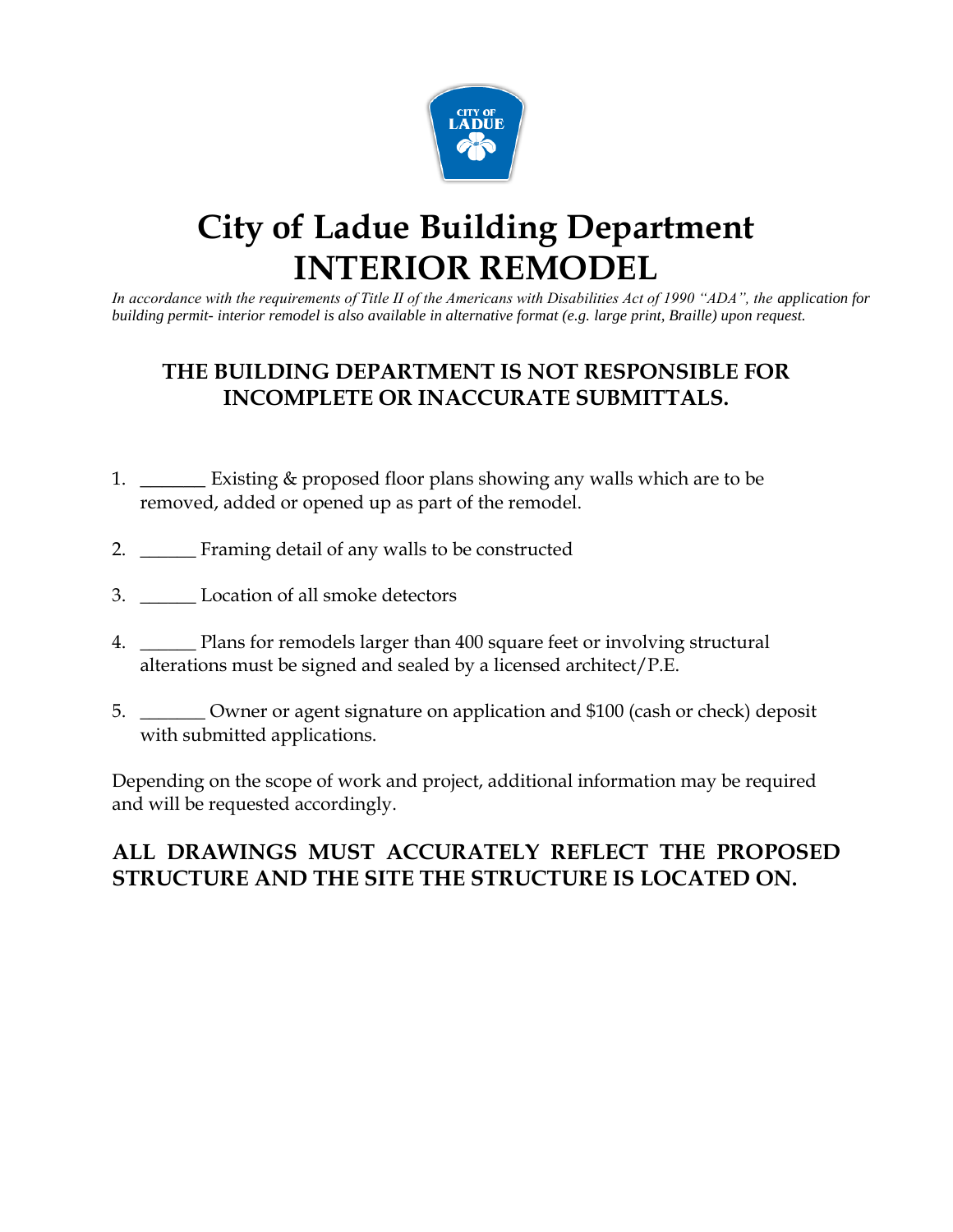# City of Ladue Building Department
# INTERIOR REMODEL

*In accordance with the requirements of Title II of the Americans with Disabilities Act of 1990 "ADA", the application for building permit- interior remodel is also available in alternative format (e.g. large print, Braille) upon request.*

## THE BUILDING DEPARTMENT IS NOT RESPONSIBLE FOR INCOMPLETE OR INACCURATE SUBMITTALS.

1. _______ Existing & proposed floor plans showing any walls which are to be removed, added or opened up as part of the remodel.

2. ______ Framing detail of any walls to be constructed

3. ______ Location of all smoke detectors

4. ______ Plans for remodels larger than 400 square feet or involving structural alterations must be signed and sealed by a licensed architect/P.E.

5. _______ Owner or agent signature on application and $100 (cash or check) deposit with submitted applications.

Depending on the scope of work and project, additional information may be required and will be requested accordingly.

**ALL DRAWINGS MUST ACCURATELY REFLECT THE PROPOSED STRUCTURE AND THE SITE THE STRUCTURE IS LOCATED ON.**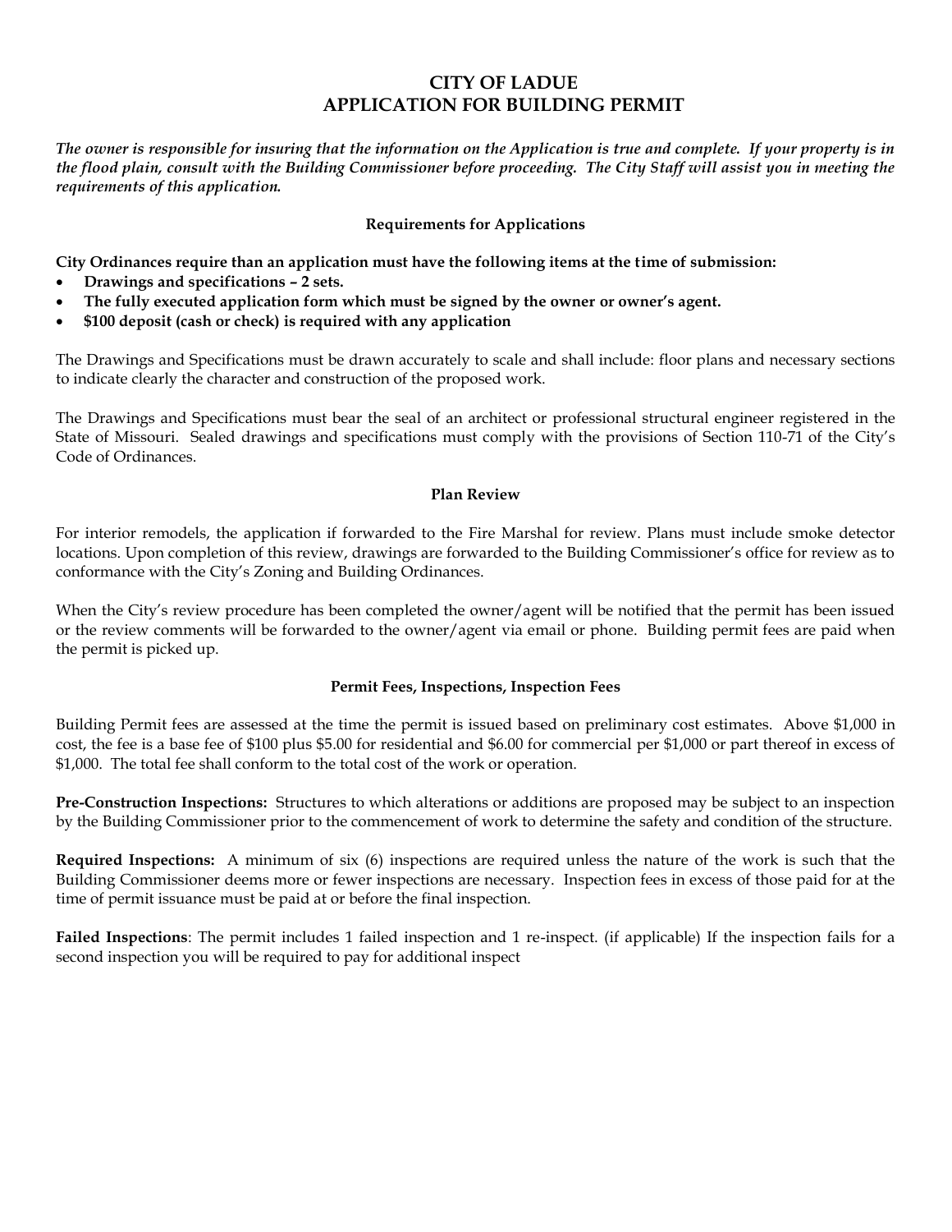# CITY OF LADUE
# APPLICATION FOR BUILDING PERMIT

***The owner is responsible for insuring that the information on the Application is true and complete. If your property is in the flood plain, consult with the Building Commissioner before proceeding. The City Staff will assist you in meeting the requirements of this application.***

### Requirements for Applications

**City Ordinances require than an application must have the following items at the time of submission:**

- **Drawings and specifications – 2 sets.**
- **The fully executed application form which must be signed by the owner or owner's agent.**
- **$100 deposit (cash or check) is required with any application**

The Drawings and Specifications must be drawn accurately to scale and shall include: floor plans and necessary sections to indicate clearly the character and construction of the proposed work.

The Drawings and Specifications must bear the seal of an architect or professional structural engineer registered in the State of Missouri. Sealed drawings and specifications must comply with the provisions of Section 110-71 of the City's Code of Ordinances.

### Plan Review

For interior remodels, the application if forwarded to the Fire Marshal for review. Plans must include smoke detector locations. Upon completion of this review, drawings are forwarded to the Building Commissioner's office for review as to conformance with the City's Zoning and Building Ordinances.

When the City's review procedure has been completed the owner/agent will be notified that the permit has been issued or the review comments will be forwarded to the owner/agent via email or phone. Building permit fees are paid when the permit is picked up.

### Permit Fees, Inspections, Inspection Fees

Building Permit fees are assessed at the time the permit is issued based on preliminary cost estimates. Above $1,000 in cost, the fee is a base fee of $100 plus $5.00 for residential and $6.00 for commercial per $1,000 or part thereof in excess of $1,000. The total fee shall conform to the total cost of the work or operation.

**Pre-Construction Inspections:** Structures to which alterations or additions are proposed may be subject to an inspection by the Building Commissioner prior to the commencement of work to determine the safety and condition of the structure.

**Required Inspections:** A minimum of six (6) inspections are required unless the nature of the work is such that the Building Commissioner deems more or fewer inspections are necessary. Inspection fees in excess of those paid for at the time of permit issuance must be paid at or before the final inspection.

**Failed Inspections**: The permit includes 1 failed inspection and 1 re-inspect. (if applicable) If the inspection fails for a second inspection you will be required to pay for additional inspect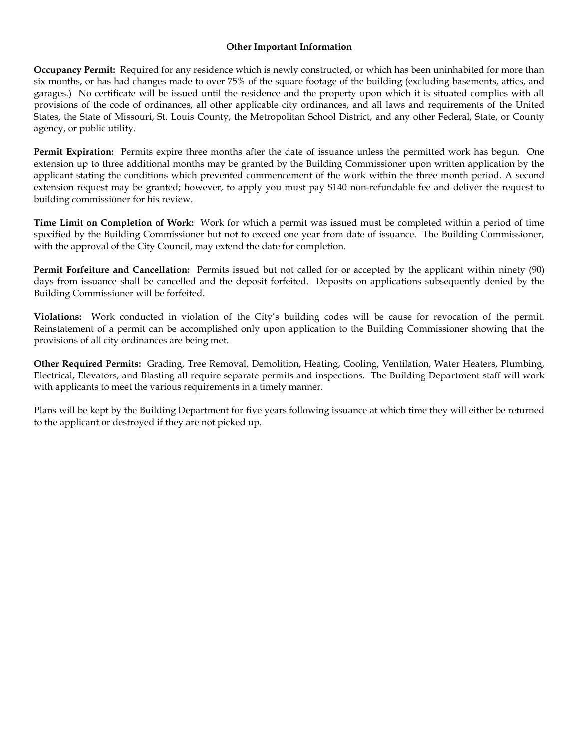## Other Important Information

**Occupancy Permit:** Required for any residence which is newly constructed, or which has been uninhabited for more than six months, or has had changes made to over 75% of the square footage of the building (excluding basements, attics, and garages.) No certificate will be issued until the residence and the property upon which it is situated complies with all provisions of the code of ordinances, all other applicable city ordinances, and all laws and requirements of the United States, the State of Missouri, St. Louis County, the Metropolitan School District, and any other Federal, State, or County agency, or public utility.

**Permit Expiration:** Permits expire three months after the date of issuance unless the permitted work has begun. One extension up to three additional months may be granted by the Building Commissioner upon written application by the applicant stating the conditions which prevented commencement of the work within the three month period. A second extension request may be granted; however, to apply you must pay $140 non-refundable fee and deliver the request to building commissioner for his review.

**Time Limit on Completion of Work:** Work for which a permit was issued must be completed within a period of time specified by the Building Commissioner but not to exceed one year from date of issuance. The Building Commissioner, with the approval of the City Council, may extend the date for completion.

**Permit Forfeiture and Cancellation:** Permits issued but not called for or accepted by the applicant within ninety (90) days from issuance shall be cancelled and the deposit forfeited. Deposits on applications subsequently denied by the Building Commissioner will be forfeited.

**Violations:** Work conducted in violation of the City's building codes will be cause for revocation of the permit. Reinstatement of a permit can be accomplished only upon application to the Building Commissioner showing that the provisions of all city ordinances are being met.

**Other Required Permits:** Grading, Tree Removal, Demolition, Heating, Cooling, Ventilation, Water Heaters, Plumbing, Electrical, Elevators, and Blasting all require separate permits and inspections. The Building Department staff will work with applicants to meet the various requirements in a timely manner.

Plans will be kept by the Building Department for five years following issuance at which time they will either be returned to the applicant or destroyed if they are not picked up.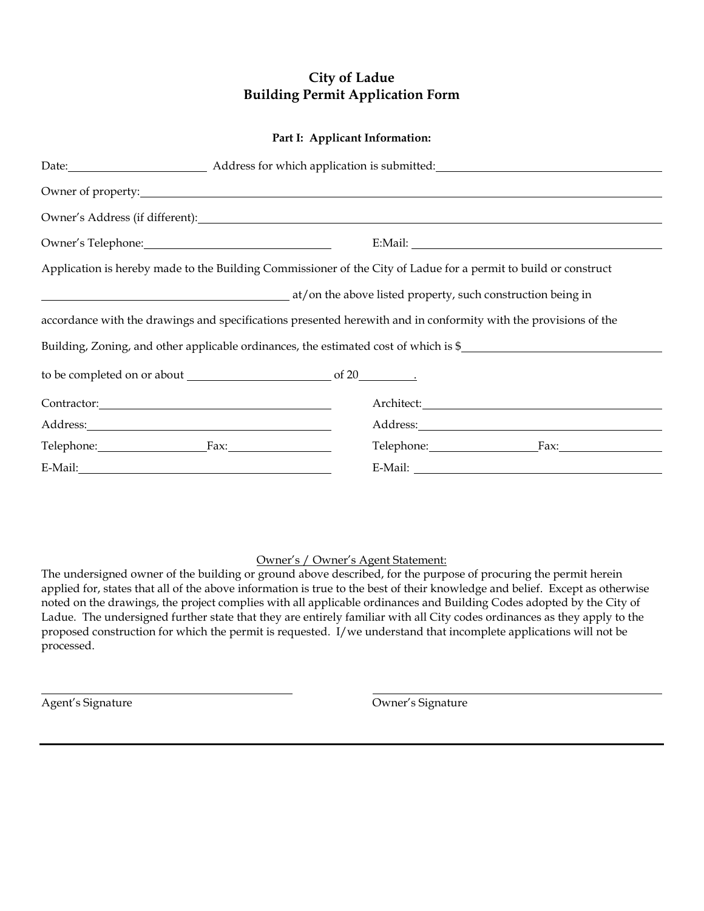# City of Ladue
## Building Permit Application Form

**Part I: Applicant Information:**

Date:______________________ Address for which application is submitted:______________________________________

Owner of property:______________________________________________________________________________

Owner's Address (if different):___________________________________________________________________

Owner's Telephone:______________________________ E:Mail: ________________________________________

Application is hereby made to the Building Commissioner of the City of Ladue for a permit to build or construct

________________________________________ at/on the above listed property, such construction being in

accordance with the drawings and specifications presented herewith and in conformity with the provisions of the

Building, Zoning, and other applicable ordinances, the estimated cost of which is $______________________________

to be completed on or about ______________________ of 20_________.

Contractor:______________________________________ Architect:_______________________________________

Address:________________________________________ Address:_________________________________________

Telephone:_________________Fax:_________________ Telephone:_________________Fax:__________________

E-Mail:_________________________________________ E-Mail: _________________________________________

Owner's / Owner's Agent Statement:

The undersigned owner of the building or ground above described, for the purpose of procuring the permit herein applied for, states that all of the above information is true to the best of their knowledge and belief. Except as otherwise noted on the drawings, the project complies with all applicable ordinances and Building Codes adopted by the City of Ladue. The undersigned further state that they are entirely familiar with all City codes ordinances as they apply to the proposed construction for which the permit is requested. I/we understand that incomplete applications will not be processed.

_______________________________________ _______________________________________

Agent's Signature Owner's Signature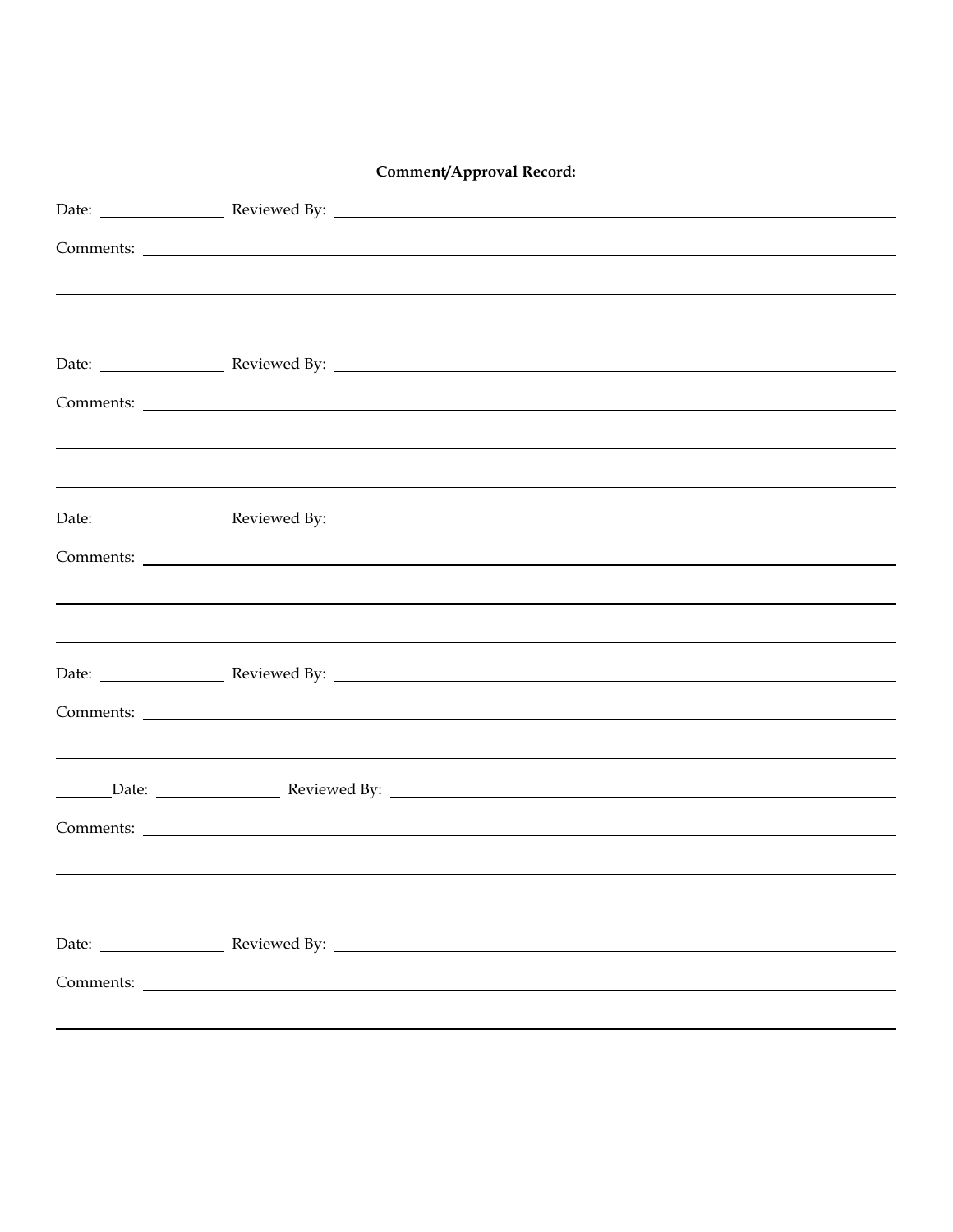**Comment/Approval Record:**

Date: ______________ Reviewed By: ______________________________________________

Comments: ________________________________________________________________

_________________________________________________________________________

_________________________________________________________________________

Date: ______________ Reviewed By: ______________________________________________

Comments: ________________________________________________________________

_________________________________________________________________________

_________________________________________________________________________

Date: ______________ Reviewed By: ______________________________________________

Comments: ________________________________________________________________

_________________________________________________________________________

_________________________________________________________________________

Date: ______________ Reviewed By: ______________________________________________

Comments: ________________________________________________________________

_________________________________________________________________________

______Date: ______________ Reviewed By: __________________________________________

Comments: ________________________________________________________________

_________________________________________________________________________

_________________________________________________________________________

Date: ______________ Reviewed By: ______________________________________________

Comments: ________________________________________________________________

_________________________________________________________________________